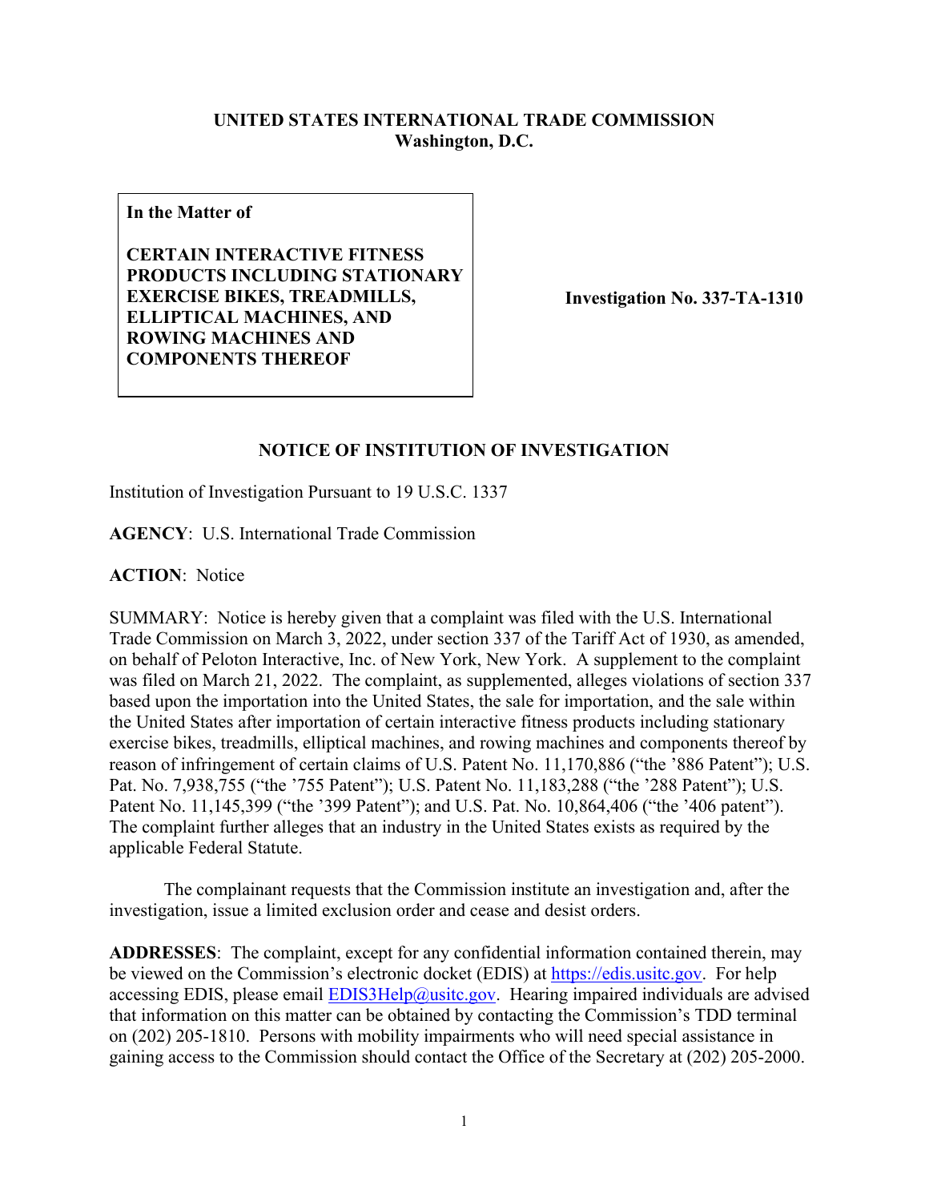**UNITED STATES INTERNATIONAL TRADE COMMISSION**
**Washington, D.C.**

| In the Matter of<br><br>**CERTAIN INTERACTIVE FITNESS PRODUCTS INCLUDING STATIONARY EXERCISE BIKES, TREADMILLS, ELLIPTICAL MACHINES, AND ROWING MACHINES AND COMPONENTS THEREOF** | **Investigation No. 337-TA-1310** |
| --- | --- |

## NOTICE OF INSTITUTION OF INVESTIGATION

Institution of Investigation Pursuant to 19 U.S.C. 1337

**AGENCY**: U.S. International Trade Commission

**ACTION**: Notice

SUMMARY: Notice is hereby given that a complaint was filed with the U.S. International Trade Commission on March 3, 2022, under section 337 of the Tariff Act of 1930, as amended, on behalf of Peloton Interactive, Inc. of New York, New York. A supplement to the complaint was filed on March 21, 2022. The complaint, as supplemented, alleges violations of section 337 based upon the importation into the United States, the sale for importation, and the sale within the United States after importation of certain interactive fitness products including stationary exercise bikes, treadmills, elliptical machines, and rowing machines and components thereof by reason of infringement of certain claims of U.S. Patent No. 11,170,886 ("the '886 Patent"); U.S. Pat. No. 7,938,755 ("the '755 Patent"); U.S. Patent No. 11,183,288 ("the '288 Patent"); U.S. Patent No. 11,145,399 ("the '399 Patent"); and U.S. Pat. No. 10,864,406 ("the '406 patent"). The complaint further alleges that an industry in the United States exists as required by the applicable Federal Statute.

The complainant requests that the Commission institute an investigation and, after the investigation, issue a limited exclusion order and cease and desist orders.

**ADDRESSES**: The complaint, except for any confidential information contained therein, may be viewed on the Commission's electronic docket (EDIS) at https://edis.usitc.gov. For help accessing EDIS, please email EDIS3Help@usitc.gov. Hearing impaired individuals are advised that information on this matter can be obtained by contacting the Commission's TDD terminal on (202) 205-1810. Persons with mobility impairments who will need special assistance in gaining access to the Commission should contact the Office of the Secretary at (202) 205-2000.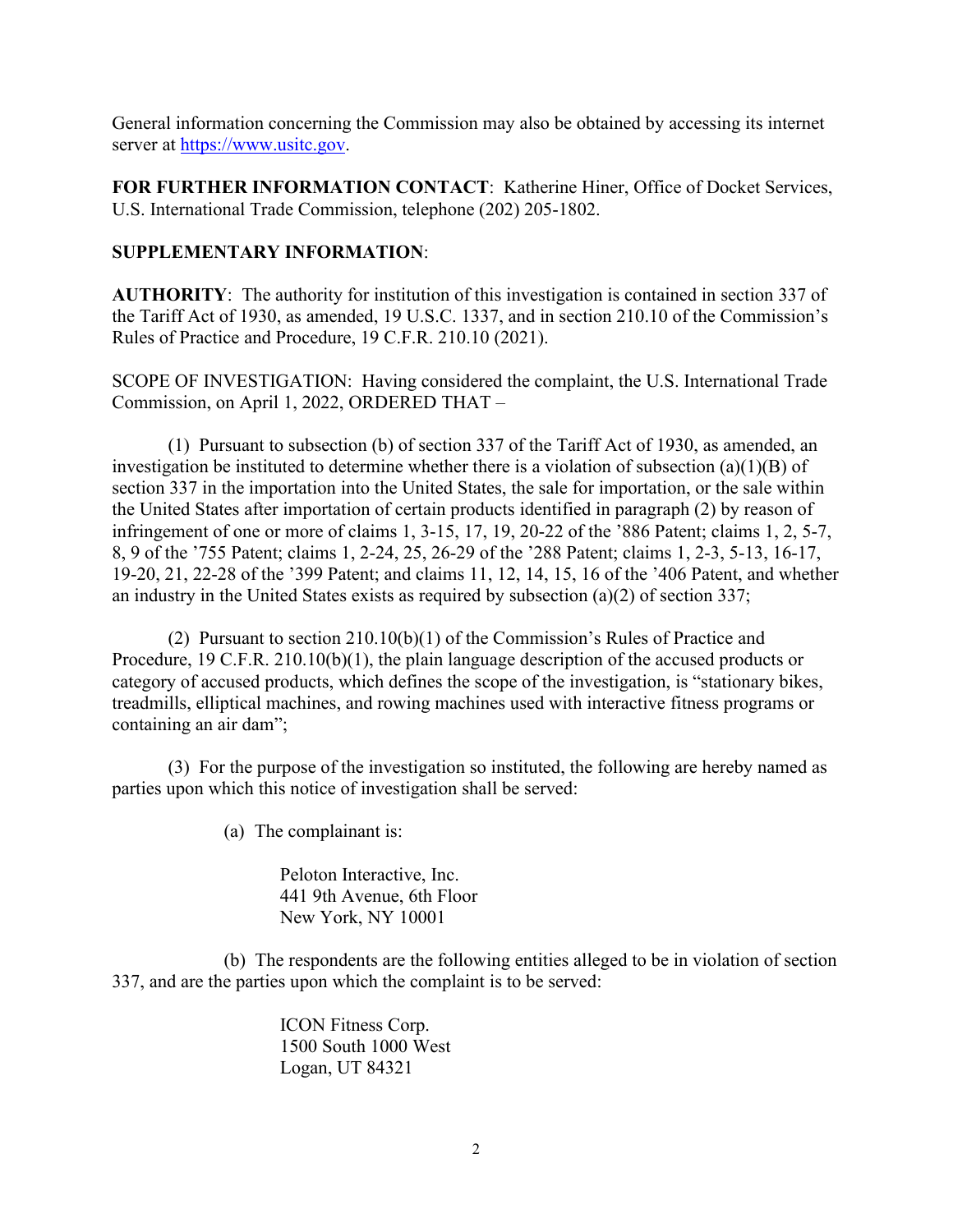General information concerning the Commission may also be obtained by accessing its internet server at https://www.usitc.gov.

**FOR FURTHER INFORMATION CONTACT**: Katherine Hiner, Office of Docket Services, U.S. International Trade Commission, telephone (202) 205-1802.

**SUPPLEMENTARY INFORMATION**:

**AUTHORITY**: The authority for institution of this investigation is contained in section 337 of the Tariff Act of 1930, as amended, 19 U.S.C. 1337, and in section 210.10 of the Commission's Rules of Practice and Procedure, 19 C.F.R. 210.10 (2021).

SCOPE OF INVESTIGATION: Having considered the complaint, the U.S. International Trade Commission, on April 1, 2022, ORDERED THAT –

(1) Pursuant to subsection (b) of section 337 of the Tariff Act of 1930, as amended, an investigation be instituted to determine whether there is a violation of subsection (a)(1)(B) of section 337 in the importation into the United States, the sale for importation, or the sale within the United States after importation of certain products identified in paragraph (2) by reason of infringement of one or more of claims 1, 3-15, 17, 19, 20-22 of the '886 Patent; claims 1, 2, 5-7, 8, 9 of the '755 Patent; claims 1, 2-24, 25, 26-29 of the '288 Patent; claims 1, 2-3, 5-13, 16-17, 19-20, 21, 22-28 of the '399 Patent; and claims 11, 12, 14, 15, 16 of the '406 Patent, and whether an industry in the United States exists as required by subsection (a)(2) of section 337;

(2) Pursuant to section 210.10(b)(1) of the Commission's Rules of Practice and Procedure, 19 C.F.R. 210.10(b)(1), the plain language description of the accused products or category of accused products, which defines the scope of the investigation, is "stationary bikes, treadmills, elliptical machines, and rowing machines used with interactive fitness programs or containing an air dam";

(3) For the purpose of the investigation so instituted, the following are hereby named as parties upon which this notice of investigation shall be served:

(a) The complainant is:

Peloton Interactive, Inc.
441 9th Avenue, 6th Floor
New York, NY 10001

(b) The respondents are the following entities alleged to be in violation of section 337, and are the parties upon which the complaint is to be served:

ICON Fitness Corp.
1500 South 1000 West
Logan, UT 84321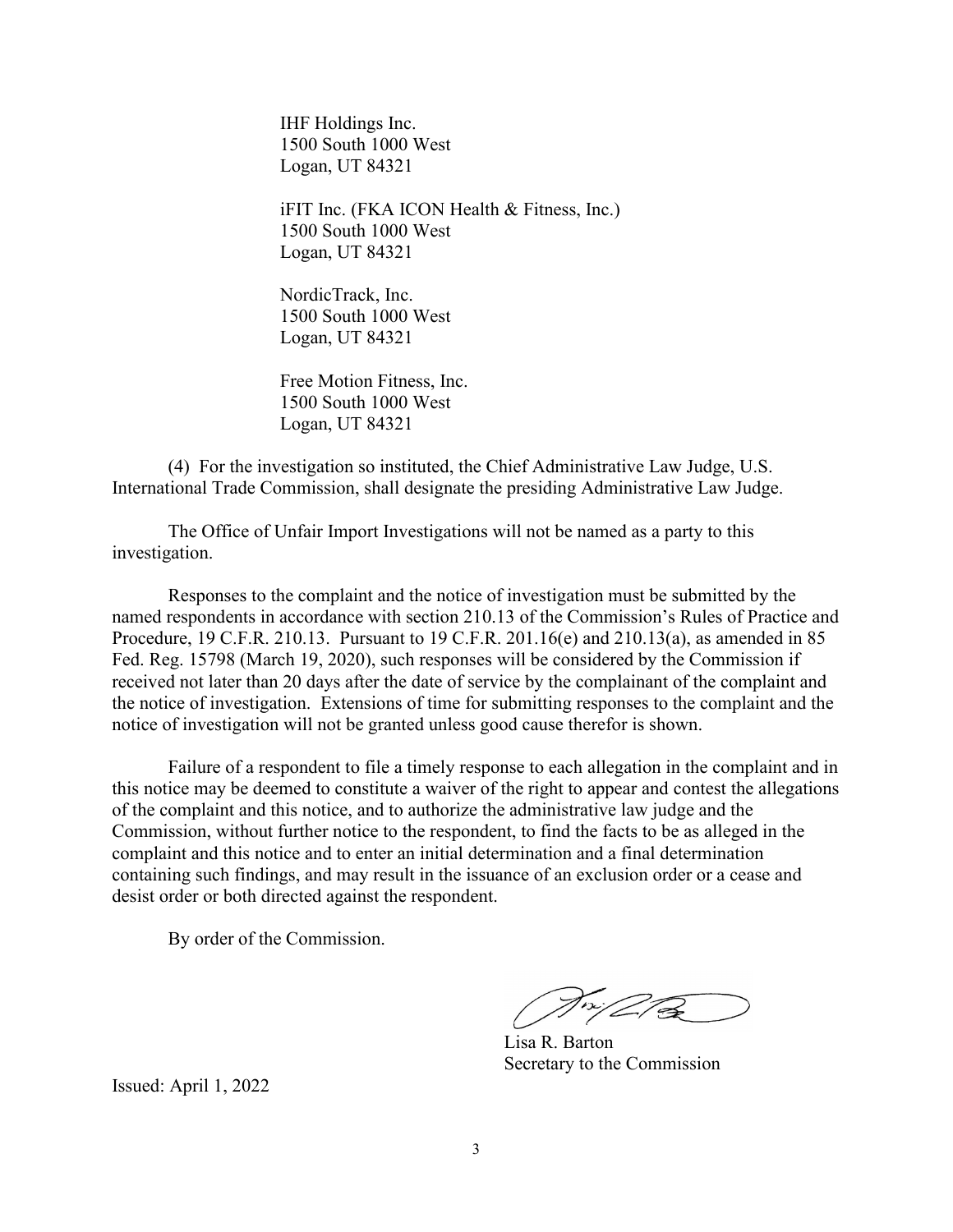IHF Holdings Inc.
1500 South 1000 West
Logan, UT 84321

iFIT Inc. (FKA ICON Health & Fitness, Inc.)
1500 South 1000 West
Logan, UT 84321

NordicTrack, Inc.
1500 South 1000 West
Logan, UT 84321

Free Motion Fitness, Inc.
1500 South 1000 West
Logan, UT 84321

(4) For the investigation so instituted, the Chief Administrative Law Judge, U.S. International Trade Commission, shall designate the presiding Administrative Law Judge.

The Office of Unfair Import Investigations will not be named as a party to this investigation.

Responses to the complaint and the notice of investigation must be submitted by the named respondents in accordance with section 210.13 of the Commission's Rules of Practice and Procedure, 19 C.F.R. 210.13. Pursuant to 19 C.F.R. 201.16(e) and 210.13(a), as amended in 85 Fed. Reg. 15798 (March 19, 2020), such responses will be considered by the Commission if received not later than 20 days after the date of service by the complainant of the complaint and the notice of investigation. Extensions of time for submitting responses to the complaint and the notice of investigation will not be granted unless good cause therefor is shown.

Failure of a respondent to file a timely response to each allegation in the complaint and in this notice may be deemed to constitute a waiver of the right to appear and contest the allegations of the complaint and this notice, and to authorize the administrative law judge and the Commission, without further notice to the respondent, to find the facts to be as alleged in the complaint and this notice and to enter an initial determination and a final determination containing such findings, and may result in the issuance of an exclusion order or a cease and desist order or both directed against the respondent.

By order of the Commission.

Lisa R. Barton
Secretary to the Commission

Issued: April 1, 2022